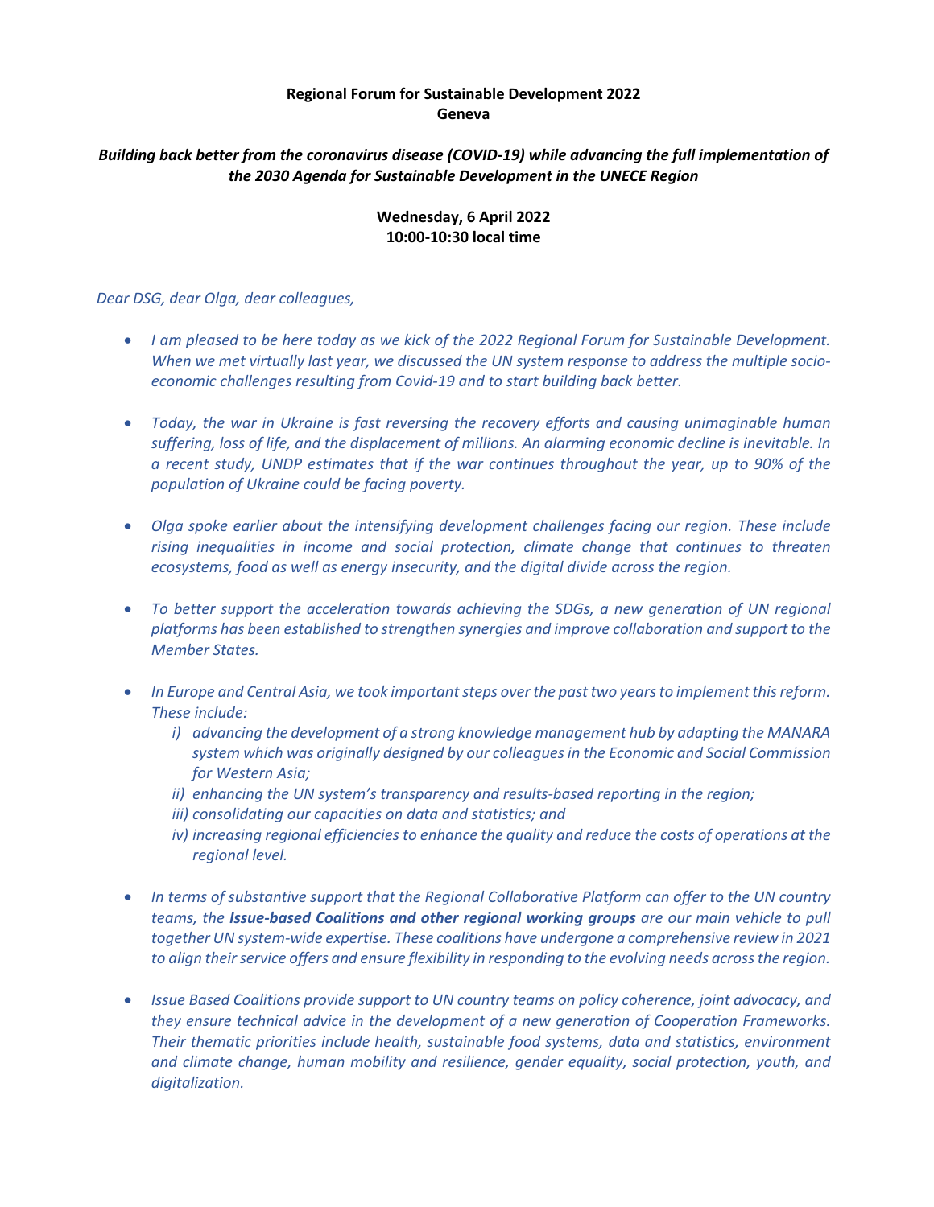**Regional Forum for Sustainable Development 2022**
**Geneva**

***Building back better from the coronavirus disease (COVID-19) while advancing the full implementation of the 2030 Agenda for Sustainable Development in the UNECE Region***

**Wednesday, 6 April 2022**
**10:00-10:30 local time**

*Dear DSG, dear Olga, dear colleagues,*

- *I am pleased to be here today as we kick of the 2022 Regional Forum for Sustainable Development. When we met virtually last year, we discussed the UN system response to address the multiple socio-economic challenges resulting from Covid-19 and to start building back better.*

- *Today, the war in Ukraine is fast reversing the recovery efforts and causing unimaginable human suffering, loss of life, and the displacement of millions. An alarming economic decline is inevitable. In a recent study, UNDP estimates that if the war continues throughout the year, up to 90% of the population of Ukraine could be facing poverty.*

- *Olga spoke earlier about the intensifying development challenges facing our region. These include rising inequalities in income and social protection, climate change that continues to threaten ecosystems, food as well as energy insecurity, and the digital divide across the region.*

- *To better support the acceleration towards achieving the SDGs, a new generation of UN regional platforms has been established to strengthen synergies and improve collaboration and support to the Member States.*

- *In Europe and Central Asia, we took important steps over the past two years to implement this reform. These include:*
  - *i) advancing the development of a strong knowledge management hub by adapting the MANARA system which was originally designed by our colleagues in the Economic and Social Commission for Western Asia;*
  - *ii) enhancing the UN system's transparency and results-based reporting in the region;*
  - *iii) consolidating our capacities on data and statistics; and*
  - *iv) increasing regional efficiencies to enhance the quality and reduce the costs of operations at the regional level.*

- *In terms of substantive support that the Regional Collaborative Platform can offer to the UN country teams, the **Issue-based Coalitions and other regional working groups** are our main vehicle to pull together UN system-wide expertise. These coalitions have undergone a comprehensive review in 2021 to align their service offers and ensure flexibility in responding to the evolving needs across the region.*

- *Issue Based Coalitions provide support to UN country teams on policy coherence, joint advocacy, and they ensure technical advice in the development of a new generation of Cooperation Frameworks. Their thematic priorities include health, sustainable food systems, data and statistics, environment and climate change, human mobility and resilience, gender equality, social protection, youth, and digitalization.*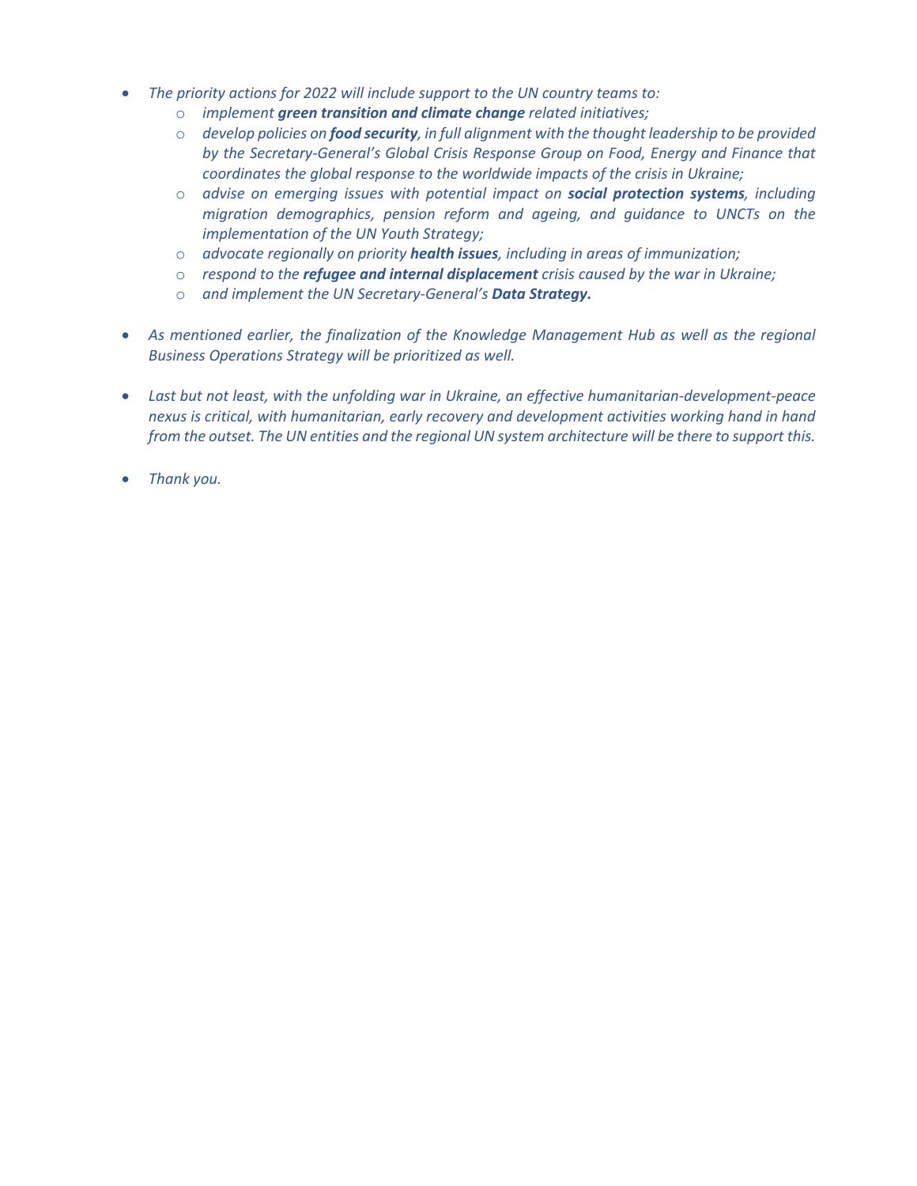- *The priority actions for 2022 will include support to the UN country teams to:*
  - *implement **green transition and climate change** related initiatives;*
  - *develop policies on **food security**, in full alignment with the thought leadership to be provided by the Secretary-General's Global Crisis Response Group on Food, Energy and Finance that coordinates the global response to the worldwide impacts of the crisis in Ukraine;*
  - *advise on emerging issues with potential impact on **social protection systems**, including migration demographics, pension reform and ageing, and guidance to UNCTs on the implementation of the UN Youth Strategy;*
  - *advocate regionally on priority **health issues**, including in areas of immunization;*
  - *respond to the **refugee and internal displacement** crisis caused by the war in Ukraine;*
  - *and implement the UN Secretary-General's **Data Strategy.***

- *As mentioned earlier, the finalization of the Knowledge Management Hub as well as the regional Business Operations Strategy will be prioritized as well.*

- *Last but not least, with the unfolding war in Ukraine, an effective humanitarian-development-peace nexus is critical, with humanitarian, early recovery and development activities working hand in hand from the outset. The UN entities and the regional UN system architecture will be there to support this.*

- *Thank you.*